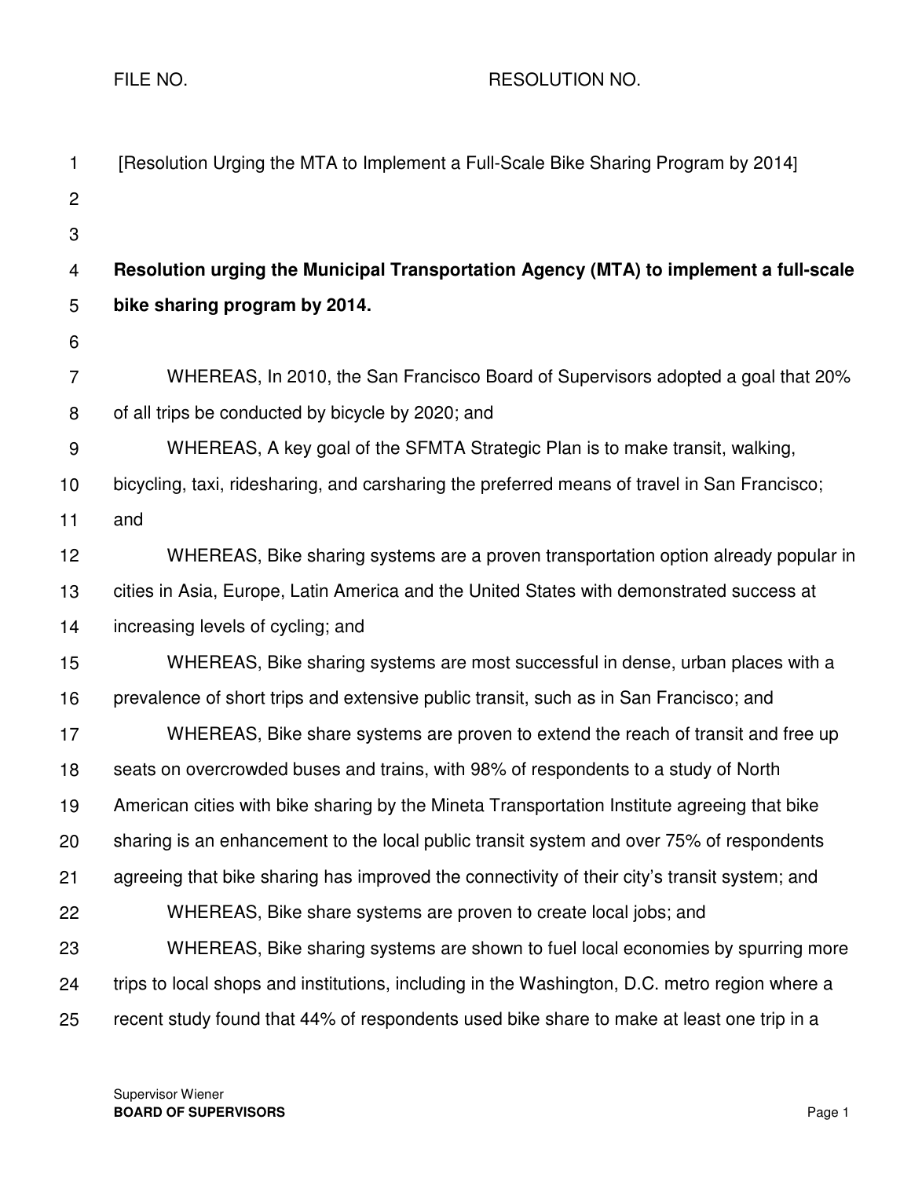FILE NO. RESOLUTION NO.

[Resolution Urging the MTA to Implement a Full-Scale Bike Sharing Program by 2014]

**Resolution urging the Municipal Transportation Agency (MTA) to implement a full-scale bike sharing program by 2014.**

WHEREAS, In 2010, the San Francisco Board of Supervisors adopted a goal that 20% of all trips be conducted by bicycle by 2020; and

WHEREAS, A key goal of the SFMTA Strategic Plan is to make transit, walking, bicycling, taxi, ridesharing, and carsharing the preferred means of travel in San Francisco; and

WHEREAS, Bike sharing systems are a proven transportation option already popular in cities in Asia, Europe, Latin America and the United States with demonstrated success at increasing levels of cycling; and

WHEREAS, Bike sharing systems are most successful in dense, urban places with a prevalence of short trips and extensive public transit, such as in San Francisco; and

WHEREAS, Bike share systems are proven to extend the reach of transit and free up seats on overcrowded buses and trains, with 98% of respondents to a study of North American cities with bike sharing by the Mineta Transportation Institute agreeing that bike sharing is an enhancement to the local public transit system and over 75% of respondents agreeing that bike sharing has improved the connectivity of their city's transit system; and

WHEREAS, Bike share systems are proven to create local jobs; and

WHEREAS, Bike sharing systems are shown to fuel local economies by spurring more trips to local shops and institutions, including in the Washington, D.C. metro region where a recent study found that 44% of respondents used bike share to make at least one trip in a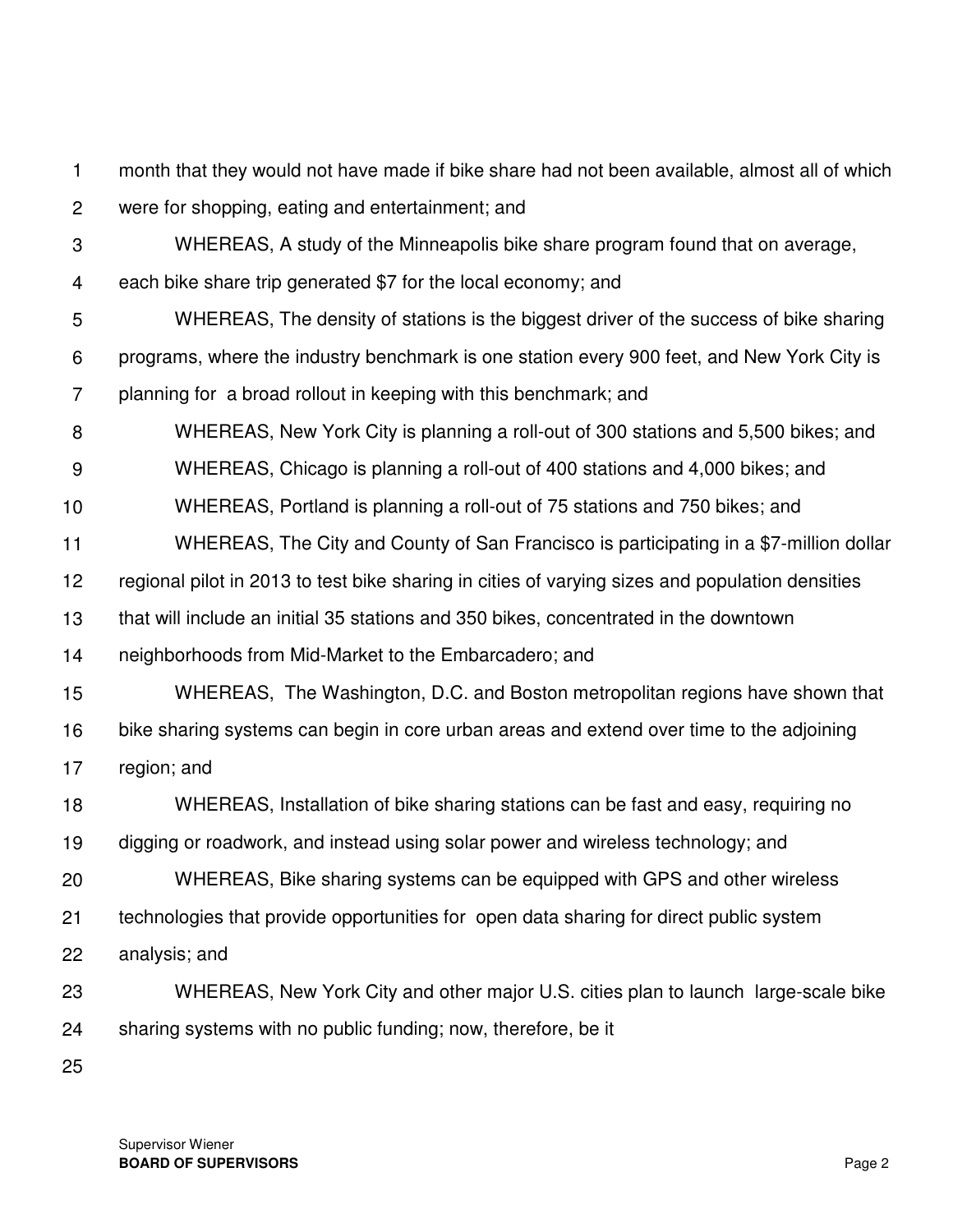month that they would not have made if bike share had not been available, almost all of which were for shopping, eating and entertainment; and

WHEREAS, A study of the Minneapolis bike share program found that on average, each bike share trip generated $7 for the local economy; and

WHEREAS, The density of stations is the biggest driver of the success of bike sharing programs, where the industry benchmark is one station every 900 feet, and New York City is planning for a broad rollout in keeping with this benchmark; and

WHEREAS, New York City is planning a roll-out of 300 stations and 5,500 bikes; and

WHEREAS, Chicago is planning a roll-out of 400 stations and 4,000 bikes; and

WHEREAS, Portland is planning a roll-out of 75 stations and 750 bikes; and

WHEREAS, The City and County of San Francisco is participating in a $7-million dollar regional pilot in 2013 to test bike sharing in cities of varying sizes and population densities that will include an initial 35 stations and 350 bikes, concentrated in the downtown neighborhoods from Mid-Market to the Embarcadero; and

WHEREAS, The Washington, D.C. and Boston metropolitan regions have shown that bike sharing systems can begin in core urban areas and extend over time to the adjoining region; and

WHEREAS, Installation of bike sharing stations can be fast and easy, requiring no digging or roadwork, and instead using solar power and wireless technology; and

WHEREAS, Bike sharing systems can be equipped with GPS and other wireless technologies that provide opportunities for open data sharing for direct public system analysis; and

WHEREAS, New York City and other major U.S. cities plan to launch large-scale bike sharing systems with no public funding; now, therefore, be it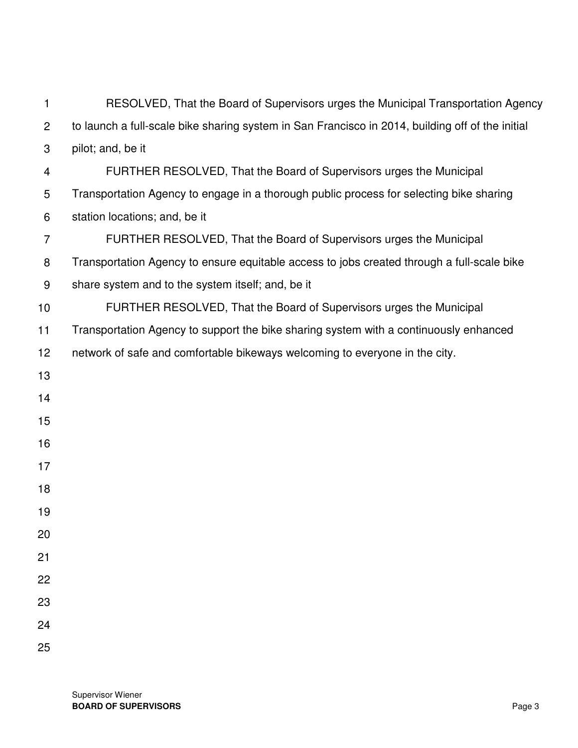RESOLVED, That the Board of Supervisors urges the Municipal Transportation Agency to launch a full-scale bike sharing system in San Francisco in 2014, building off of the initial pilot; and, be it

FURTHER RESOLVED, That the Board of Supervisors urges the Municipal Transportation Agency to engage in a thorough public process for selecting bike sharing station locations; and, be it

FURTHER RESOLVED, That the Board of Supervisors urges the Municipal Transportation Agency to ensure equitable access to jobs created through a full-scale bike share system and to the system itself; and, be it

FURTHER RESOLVED, That the Board of Supervisors urges the Municipal Transportation Agency to support the bike sharing system with a continuously enhanced network of safe and comfortable bikeways welcoming to everyone in the city.